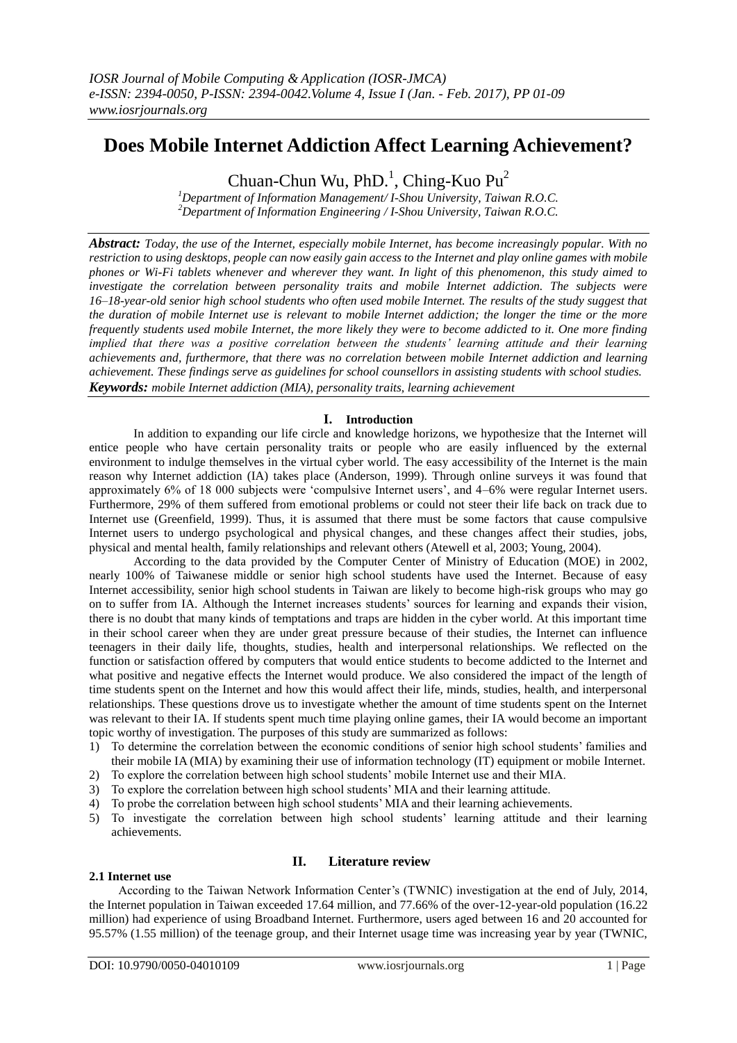# Does Mobile Internet Addiction Affect Learning Achievement?

Chuan-Chun Wu, PhD.[1], Ching-Kuo Pu[2]

[1]Department of Information Management/ I-Shou University, Taiwan R.O.C.
[2]Department of Information Engineering / I-Shou University, Taiwan R.O.C.

***Abstract:*** *Today, the use of the Internet, especially mobile Internet, has become increasingly popular. With no restriction to using desktops, people can now easily gain access to the Internet and play online games with mobile phones or Wi-Fi tablets whenever and wherever they want. In light of this phenomenon, this study aimed to investigate the correlation between personality traits and mobile Internet addiction. The subjects were 16–18-year-old senior high school students who often used mobile Internet. The results of the study suggest that the duration of mobile Internet use is relevant to mobile Internet addiction; the longer the time or the more frequently students used mobile Internet, the more likely they were to become addicted to it. One more finding implied that there was a positive correlation between the students' learning attitude and their learning achievements and, furthermore, that there was no correlation between mobile Internet addiction and learning achievement. These findings serve as guidelines for school counsellors in assisting students with school studies.*

***Keywords:*** *mobile Internet addiction (MIA), personality traits, learning achievement*

## I. Introduction

In addition to expanding our life circle and knowledge horizons, we hypothesize that the Internet will entice people who have certain personality traits or people who are easily influenced by the external environment to indulge themselves in the virtual cyber world. The easy accessibility of the Internet is the main reason why Internet addiction (IA) takes place (Anderson, 1999). Through online surveys it was found that approximately 6% of 18 000 subjects were 'compulsive Internet users', and 4–6% were regular Internet users. Furthermore, 29% of them suffered from emotional problems or could not steer their life back on track due to Internet use (Greenfield, 1999). Thus, it is assumed that there must be some factors that cause compulsive Internet users to undergo psychological and physical changes, and these changes affect their studies, jobs, physical and mental health, family relationships and relevant others (Atewell et al, 2003; Young, 2004).

According to the data provided by the Computer Center of Ministry of Education (MOE) in 2002, nearly 100% of Taiwanese middle or senior high school students have used the Internet. Because of easy Internet accessibility, senior high school students in Taiwan are likely to become high-risk groups who may go on to suffer from IA. Although the Internet increases students' sources for learning and expands their vision, there is no doubt that many kinds of temptations and traps are hidden in the cyber world. At this important time in their school career when they are under great pressure because of their studies, the Internet can influence teenagers in their daily life, thoughts, studies, health and interpersonal relationships. We reflected on the function or satisfaction offered by computers that would entice students to become addicted to the Internet and what positive and negative effects the Internet would produce. We also considered the impact of the length of time students spent on the Internet and how this would affect their life, minds, studies, health, and interpersonal relationships. These questions drove us to investigate whether the amount of time students spent on the Internet was relevant to their IA. If students spent much time playing online games, their IA would become an important topic worthy of investigation. The purposes of this study are summarized as follows:

1) To determine the correlation between the economic conditions of senior high school students' families and their mobile IA (MIA) by examining their use of information technology (IT) equipment or mobile Internet.
2) To explore the correlation between high school students' mobile Internet use and their MIA.
3) To explore the correlation between high school students' MIA and their learning attitude.
4) To probe the correlation between high school students' MIA and their learning achievements.
5) To investigate the correlation between high school students' learning attitude and their learning achievements.

## II. Literature review

### 2.1 Internet use

According to the Taiwan Network Information Center's (TWNIC) investigation at the end of July, 2014, the Internet population in Taiwan exceeded 17.64 million, and 77.66% of the over-12-year-old population (16.22 million) had experience of using Broadband Internet. Furthermore, users aged between 16 and 20 accounted for 95.57% (1.55 million) of the teenage group, and their Internet usage time was increasing year by year (TWNIC,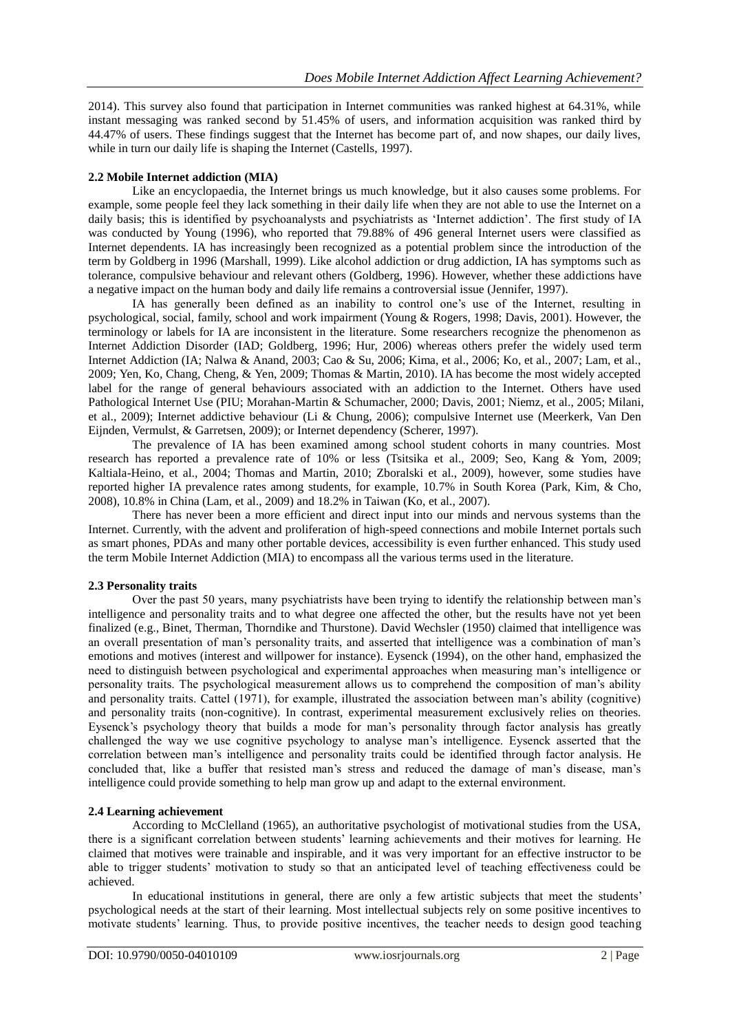2014). This survey also found that participation in Internet communities was ranked highest at 64.31%, while instant messaging was ranked second by 51.45% of users, and information acquisition was ranked third by 44.47% of users. These findings suggest that the Internet has become part of, and now shapes, our daily lives, while in turn our daily life is shaping the Internet (Castells, 1997).

### 2.2 Mobile Internet addiction (MIA)

Like an encyclopaedia, the Internet brings us much knowledge, but it also causes some problems. For example, some people feel they lack something in their daily life when they are not able to use the Internet on a daily basis; this is identified by psychoanalysts and psychiatrists as 'Internet addiction'. The first study of IA was conducted by Young (1996), who reported that 79.88% of 496 general Internet users were classified as Internet dependents. IA has increasingly been recognized as a potential problem since the introduction of the term by Goldberg in 1996 (Marshall, 1999). Like alcohol addiction or drug addiction, IA has symptoms such as tolerance, compulsive behaviour and relevant others (Goldberg, 1996). However, whether these addictions have a negative impact on the human body and daily life remains a controversial issue (Jennifer, 1997).

IA has generally been defined as an inability to control one's use of the Internet, resulting in psychological, social, family, school and work impairment (Young & Rogers, 1998; Davis, 2001). However, the terminology or labels for IA are inconsistent in the literature. Some researchers recognize the phenomenon as Internet Addiction Disorder (IAD; Goldberg, 1996; Hur, 2006) whereas others prefer the widely used term Internet Addiction (IA; Nalwa & Anand, 2003; Cao & Su, 2006; Kima, et al., 2006; Ko, et al., 2007; Lam, et al., 2009; Yen, Ko, Chang, Cheng, & Yen, 2009; Thomas & Martin, 2010). IA has become the most widely accepted label for the range of general behaviours associated with an addiction to the Internet. Others have used Pathological Internet Use (PIU; Morahan-Martin & Schumacher, 2000; Davis, 2001; Niemz, et al., 2005; Milani, et al., 2009); Internet addictive behaviour (Li & Chung, 2006); compulsive Internet use (Meerkerk, Van Den Eijnden, Vermulst, & Garretsen, 2009); or Internet dependency (Scherer, 1997).

The prevalence of IA has been examined among school student cohorts in many countries. Most research has reported a prevalence rate of 10% or less (Tsitsika et al., 2009; Seo, Kang & Yom, 2009; Kaltiala-Heino, et al., 2004; Thomas and Martin, 2010; Zboralski et al., 2009), however, some studies have reported higher IA prevalence rates among students, for example, 10.7% in South Korea (Park, Kim, & Cho, 2008), 10.8% in China (Lam, et al., 2009) and 18.2% in Taiwan (Ko, et al., 2007).

There has never been a more efficient and direct input into our minds and nervous systems than the Internet. Currently, with the advent and proliferation of high-speed connections and mobile Internet portals such as smart phones, PDAs and many other portable devices, accessibility is even further enhanced. This study used the term Mobile Internet Addiction (MIA) to encompass all the various terms used in the literature.

### 2.3 Personality traits

Over the past 50 years, many psychiatrists have been trying to identify the relationship between man's intelligence and personality traits and to what degree one affected the other, but the results have not yet been finalized (e.g., Binet, Therman, Thorndike and Thurstone). David Wechsler (1950) claimed that intelligence was an overall presentation of man's personality traits, and asserted that intelligence was a combination of man's emotions and motives (interest and willpower for instance). Eysenck (1994), on the other hand, emphasized the need to distinguish between psychological and experimental approaches when measuring man's intelligence or personality traits. The psychological measurement allows us to comprehend the composition of man's ability and personality traits. Cattel (1971), for example, illustrated the association between man's ability (cognitive) and personality traits (non-cognitive). In contrast, experimental measurement exclusively relies on theories. Eysenck's psychology theory that builds a mode for man's personality through factor analysis has greatly challenged the way we use cognitive psychology to analyse man's intelligence. Eysenck asserted that the correlation between man's intelligence and personality traits could be identified through factor analysis. He concluded that, like a buffer that resisted man's stress and reduced the damage of man's disease, man's intelligence could provide something to help man grow up and adapt to the external environment.

### 2.4 Learning achievement

According to McClelland (1965), an authoritative psychologist of motivational studies from the USA, there is a significant correlation between students' learning achievements and their motives for learning. He claimed that motives were trainable and inspirable, and it was very important for an effective instructor to be able to trigger students' motivation to study so that an anticipated level of teaching effectiveness could be achieved.

In educational institutions in general, there are only a few artistic subjects that meet the students' psychological needs at the start of their learning. Most intellectual subjects rely on some positive incentives to motivate students' learning. Thus, to provide positive incentives, the teacher needs to design good teaching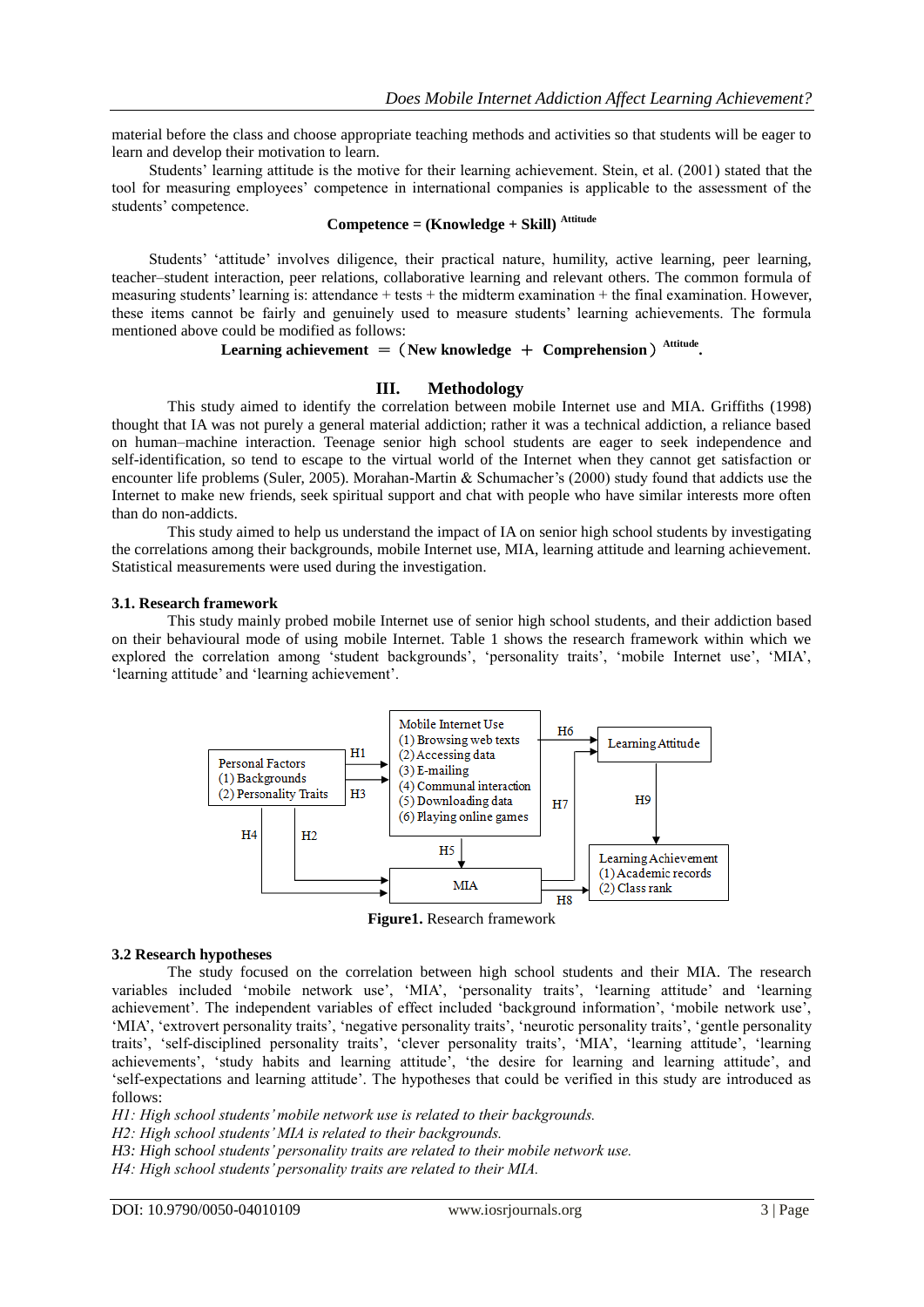material before the class and choose appropriate teaching methods and activities so that students will be eager to learn and develop their motivation to learn.

Students' learning attitude is the motive for their learning achievement. Stein, et al. (2001) stated that the tool for measuring employees' competence in international companies is applicable to the assessment of the students' competence.

$$\textbf{Competence} = (\textbf{Knowledge} + \textbf{Skill})^{\textbf{Attitude}}$$

Students' 'attitude' involves diligence, their practical nature, humility, active learning, peer learning, teacher–student interaction, peer relations, collaborative learning and relevant others. The common formula of measuring students' learning is: attendance + tests + the midterm examination + the final examination. However, these items cannot be fairly and genuinely used to measure students' learning achievements. The formula mentioned above could be modified as follows:

$$\textbf{Learning achievement} = (\textbf{New knowledge} + \textbf{Comprehension})^{\textbf{Attitude}}.$$

## III. Methodology

This study aimed to identify the correlation between mobile Internet use and MIA. Griffiths (1998) thought that IA was not purely a general material addiction; rather it was a technical addiction, a reliance based on human–machine interaction. Teenage senior high school students are eager to seek independence and self-identification, so tend to escape to the virtual world of the Internet when they cannot get satisfaction or encounter life problems (Suler, 2005). Morahan-Martin & Schumacher's (2000) study found that addicts use the Internet to make new friends, seek spiritual support and chat with people who have similar interests more often than do non-addicts.

This study aimed to help us understand the impact of IA on senior high school students by investigating the correlations among their backgrounds, mobile Internet use, MIA, learning attitude and learning achievement. Statistical measurements were used during the investigation.

### 3.1. Research framework

This study mainly probed mobile Internet use of senior high school students, and their addiction based on their behavioural mode of using mobile Internet. Table 1 shows the research framework within which we explored the correlation among 'student backgrounds', 'personality traits', 'mobile Internet use', 'MIA', 'learning attitude' and 'learning achievement'.

```
Personal Factors            --H1-->  Mobile Internet Use              --H6--> Learning Attitude
(1) Backgrounds             --H3-->  (1) Browsing web texts                        |
(2) Personality Traits               (2) Accessing data                            H9
   |H4        |H2                    (3) E-mailing                                 v
   |          |                      (4) Communal interaction         --H7--> Learning Achievement
   |          |                      (5) Downloading data                     (1) Academic records
   |          |                      (6) Playing online games                 (2) Class rank
   |          |                                 |H5                                ^
   +----------+----------------------------> MIA --------------H8-----------------+
```

**Figure1.** Research framework

### 3.2 Research hypotheses

The study focused on the correlation between high school students and their MIA. The research variables included 'mobile network use', 'MIA', 'personality traits', 'learning attitude' and 'learning achievement'. The independent variables of effect included 'background information', 'mobile network use', 'MIA', 'extrovert personality traits', 'negative personality traits', 'neurotic personality traits', 'gentle personality traits', 'self-disciplined personality traits', 'clever personality traits', 'MIA', 'learning attitude', 'learning achievements', 'study habits and learning attitude', 'the desire for learning and learning attitude', and 'self-expectations and learning attitude'. The hypotheses that could be verified in this study are introduced as follows:

*H1: High school students' mobile network use is related to their backgrounds.*
*H2: High school students' MIA is related to their backgrounds.*
*H3: High school students' personality traits are related to their mobile network use.*
*H4: High school students' personality traits are related to their MIA.*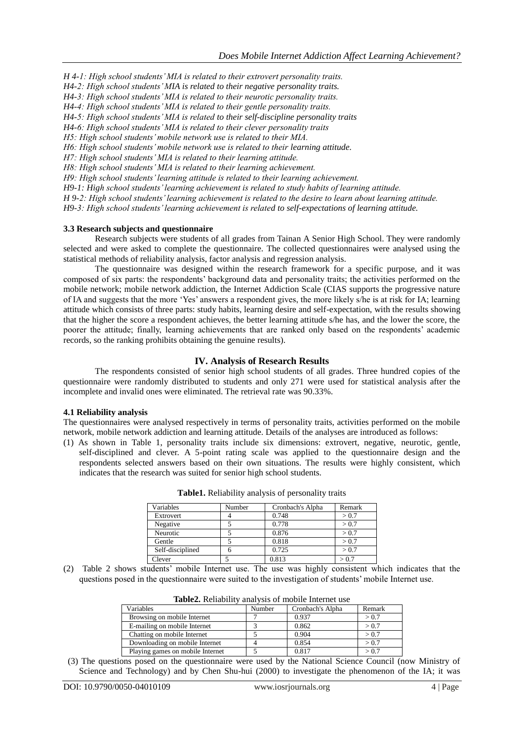*H 4-1: High school students' MIA is related to their extrovert personality traits.*

*H4-2: High school students' MIA is related to their negative personality traits.*

*H4-3: High school students' MIA is related to their neurotic personality traits.*

*H4-4: High school students' MIA is related to their gentle personality traits.*

*H4-5: High school students' MIA is related to their self-discipline personality traits*

*H4-6: High school students' MIA is related to their clever personality traits*

*H5: High school students' mobile network use is related to their MIA.*

*H6: High school students' mobile network use is related to their learning attitude.*

*H7: High school students' MIA is related to their learning attitude.*

*H8: High school students' MIA is related to their learning achievement.*

*H9: High school students' learning attitude is related to their learning achievement.*

*H9-1: High school students' learning achievement is related to study habits of learning attitude.*

*H 9-2: High school students' learning achievement is related to the desire to learn about learning attitude.*

*H9-3: High school students' learning achievement is related to self-expectations of learning attitude.*

### 3.3 Research subjects and questionnaire

Research subjects were students of all grades from Tainan A Senior High School. They were randomly selected and were asked to complete the questionnaire. The collected questionnaires were analysed using the statistical methods of reliability analysis, factor analysis and regression analysis.

The questionnaire was designed within the research framework for a specific purpose, and it was composed of six parts: the respondents' background data and personality traits; the activities performed on the mobile network; mobile network addiction, the Internet Addiction Scale (CIAS supports the progressive nature of IA and suggests that the more 'Yes' answers a respondent gives, the more likely s/he is at risk for IA; learning attitude which consists of three parts: study habits, learning desire and self-expectation, with the results showing that the higher the score a respondent achieves, the better learning attitude s/he has, and the lower the score, the poorer the attitude; finally, learning achievements that are ranked only based on the respondents' academic records, so the ranking prohibits obtaining the genuine results).

## IV. Analysis of Research Results

The respondents consisted of senior high school students of all grades. Three hundred copies of the questionnaire were randomly distributed to students and only 271 were used for statistical analysis after the incomplete and invalid ones were eliminated. The retrieval rate was 90.33%.

### 4.1 Reliability analysis

The questionnaires were analysed respectively in terms of personality traits, activities performed on the mobile network, mobile network addiction and learning attitude. Details of the analyses are introduced as follows:

(1) As shown in Table 1, personality traits include six dimensions: extrovert, negative, neurotic, gentle, self-disciplined and clever. A 5-point rating scale was applied to the questionnaire design and the respondents selected answers based on their own situations. The results were highly consistent, which indicates that the research was suited for senior high school students.

**Table1.** Reliability analysis of personality traits

| Variables | Number | Cronbach's Alpha | Remark |
|---|---|---|---|
| Extrovert | 4 | 0.748 | > 0.7 |
| Negative | 5 | 0.778 | > 0.7 |
| Neurotic | 5 | 0.876 | > 0.7 |
| Gentle | 5 | 0.818 | > 0.7 |
| Self-disciplined | 6 | 0.725 | > 0.7 |
| Clever | 5 | 0.813 | > 0.7 |

(2) Table 2 shows students' mobile Internet use. The use was highly consistent which indicates that the questions posed in the questionnaire were suited to the investigation of students' mobile Internet use.

**Table2.** Reliability analysis of mobile Internet use

| Variables | Number | Cronbach's Alpha | Remark |
|---|---|---|---|
| Browsing on mobile Internet | 7 | 0.937 | > 0.7 |
| E-mailing on mobile Internet | 3 | 0.862 | > 0.7 |
| Chatting on mobile Internet | 5 | 0.904 | > 0.7 |
| Downloading on mobile Internet | 4 | 0.854 | > 0.7 |
| Playing games on mobile Internet | 5 | 0.817 | > 0.7 |

(3) The questions posed on the questionnaire were used by the National Science Council (now Ministry of Science and Technology) and by Chen Shu-hui (2000) to investigate the phenomenon of the IA; it was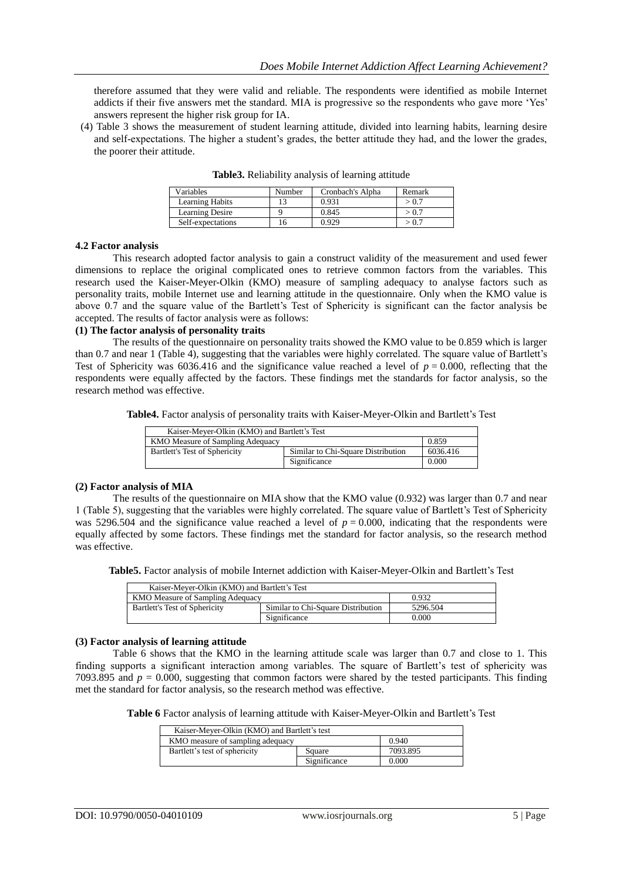therefore assumed that they were valid and reliable. The respondents were identified as mobile Internet addicts if their five answers met the standard. MIA is progressive so the respondents who gave more 'Yes' answers represent the higher risk group for IA.

(4) Table 3 shows the measurement of student learning attitude, divided into learning habits, learning desire and self-expectations. The higher a student's grades, the better attitude they had, and the lower the grades, the poorer their attitude.

**Table3.** Reliability analysis of learning attitude

| Variables | Number | Cronbach's Alpha | Remark |
|---|---|---|---|
| Learning Habits | 13 | 0.931 | > 0.7 |
| Learning Desire | 9 | 0.845 | > 0.7 |
| Self-expectations | 16 | 0.929 | > 0.7 |

### 4.2 Factor analysis

This research adopted factor analysis to gain a construct validity of the measurement and used fewer dimensions to replace the original complicated ones to retrieve common factors from the variables. This research used the Kaiser-Meyer-Olkin (KMO) measure of sampling adequacy to analyse factors such as personality traits, mobile Internet use and learning attitude in the questionnaire. Only when the KMO value is above 0.7 and the square value of the Bartlett's Test of Sphericity is significant can the factor analysis be accepted. The results of factor analysis were as follows:

**(1) The factor analysis of personality traits**

The results of the questionnaire on personality traits showed the KMO value to be 0.859 which is larger than 0.7 and near 1 (Table 4), suggesting that the variables were highly correlated. The square value of Bartlett's Test of Sphericity was 6036.416 and the significance value reached a level of $p = 0.000$, reflecting that the respondents were equally affected by the factors. These findings met the standards for factor analysis, so the research method was effective.

**Table4.** Factor analysis of personality traits with Kaiser-Meyer-Olkin and Bartlett's Test

| Kaiser-Meyer-Olkin (KMO) and Bartlett's Test | | |
|---|---|---|
| KMO Measure of Sampling Adequacy | | 0.859 |
| Bartlett's Test of Sphericity | Similar to Chi-Square Distribution | 6036.416 |
| | Significance | 0.000 |

**(2) Factor analysis of MIA**

The results of the questionnaire on MIA show that the KMO value (0.932) was larger than 0.7 and near 1 (Table 5), suggesting that the variables were highly correlated. The square value of Bartlett's Test of Sphericity was 5296.504 and the significance value reached a level of $p = 0.000$, indicating that the respondents were equally affected by some factors. These findings met the standard for factor analysis, so the research method was effective.

**Table5.** Factor analysis of mobile Internet addiction with Kaiser-Meyer-Olkin and Bartlett's Test

| Kaiser-Meyer-Olkin (KMO) and Bartlett's Test | | |
|---|---|---|
| KMO Measure of Sampling Adequacy | | 0.932 |
| Bartlett's Test of Sphericity | Similar to Chi-Square Distribution | 5296.504 |
| | Significance | 0.000 |

**(3) Factor analysis of learning attitude**

Table 6 shows that the KMO in the learning attitude scale was larger than 0.7 and close to 1. This finding supports a significant interaction among variables. The square of Bartlett's test of sphericity was 7093.895 and $p = 0.000$, suggesting that common factors were shared by the tested participants. This finding met the standard for factor analysis, so the research method was effective.

**Table 6** Factor analysis of learning attitude with Kaiser-Meyer-Olkin and Bartlett's Test

| Kaiser-Meyer-Olkin (KMO) and Bartlett's test | | |
|---|---|---|
| KMO measure of sampling adequacy | | 0.940 |
| Bartlett's test of sphericity | Square | 7093.895 |
| | Significance | 0.000 |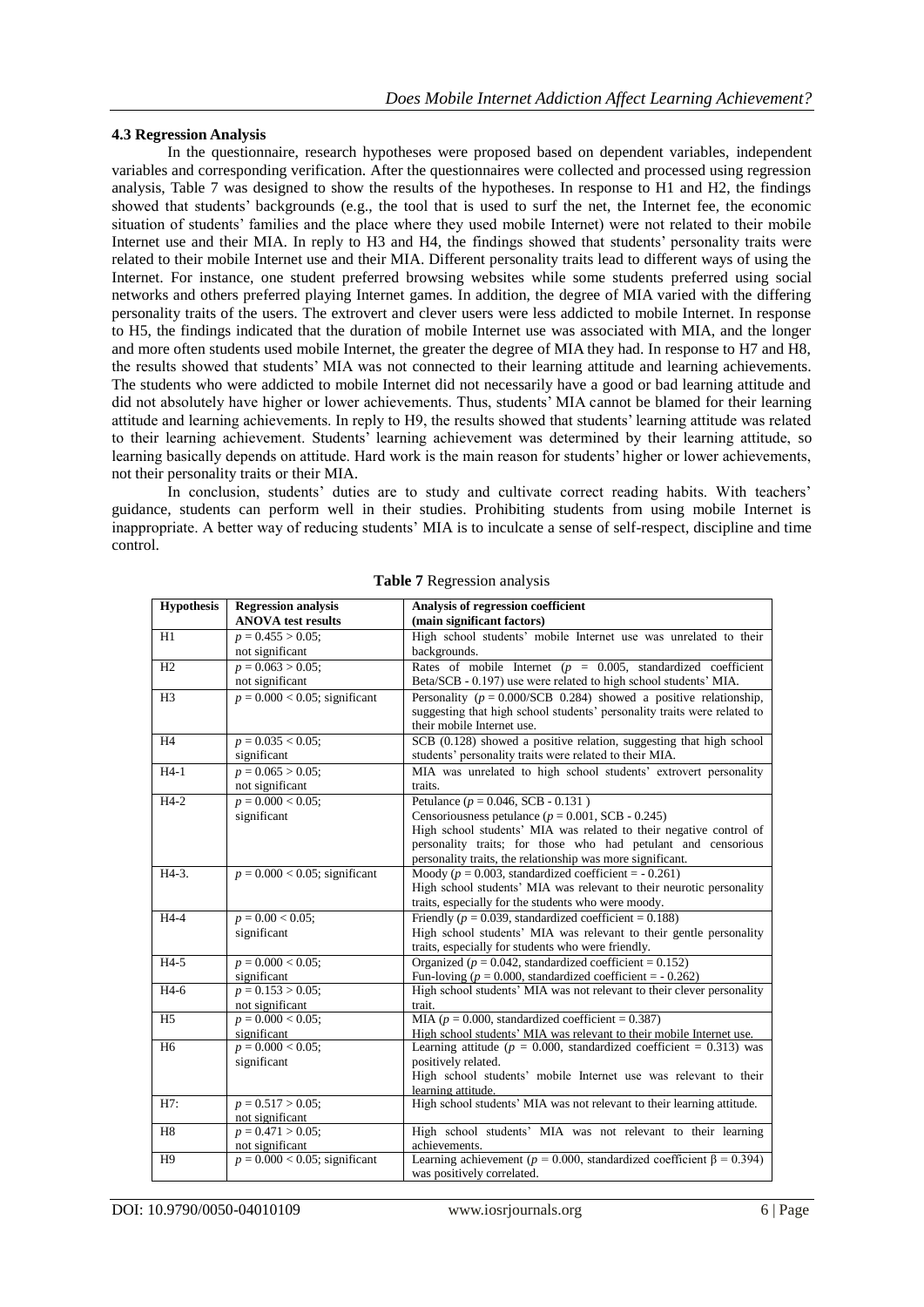### 4.3 Regression Analysis

In the questionnaire, research hypotheses were proposed based on dependent variables, independent variables and corresponding verification. After the questionnaires were collected and processed using regression analysis, Table 7 was designed to show the results of the hypotheses. In response to H1 and H2, the findings showed that students' backgrounds (e.g., the tool that is used to surf the net, the Internet fee, the economic situation of students' families and the place where they used mobile Internet) were not related to their mobile Internet use and their MIA. In reply to H3 and H4, the findings showed that students' personality traits were related to their mobile Internet use and their MIA. Different personality traits lead to different ways of using the Internet. For instance, one student preferred browsing websites while some students preferred using social networks and others preferred playing Internet games. In addition, the degree of MIA varied with the differing personality traits of the users. The extrovert and clever users were less addicted to mobile Internet. In response to H5, the findings indicated that the duration of mobile Internet use was associated with MIA, and the longer and more often students used mobile Internet, the greater the degree of MIA they had. In response to H7 and H8, the results showed that students' MIA was not connected to their learning attitude and learning achievements. The students who were addicted to mobile Internet did not necessarily have a good or bad learning attitude and did not absolutely have higher or lower achievements. Thus, students' MIA cannot be blamed for their learning attitude and learning achievements. In reply to H9, the results showed that students' learning attitude was related to their learning achievement. Students' learning achievement was determined by their learning attitude, so learning basically depends on attitude. Hard work is the main reason for students' higher or lower achievements, not their personality traits or their MIA.

In conclusion, students' duties are to study and cultivate correct reading habits. With teachers' guidance, students can perform well in their studies. Prohibiting students from using mobile Internet is inappropriate. A better way of reducing students' MIA is to inculcate a sense of self-respect, discipline and time control.

**Table 7** Regression analysis

| Hypothesis | Regression analysis ANOVA test results | Analysis of regression coefficient (main significant factors) |
|---|---|---|
| H1 | $p = 0.455 > 0.05$; not significant | High school students' mobile Internet use was unrelated to their backgrounds. |
| H2 | $p = 0.063 > 0.05$; not significant | Rates of mobile Internet ($p$ = 0.005, standardized coefficient Beta/SCB - 0.197) use were related to high school students' MIA. |
| H3 | $p = 0.000 < 0.05$; significant | Personality ($p = 0.000$/SCB 0.284) showed a positive relationship, suggesting that high school students' personality traits were related to their mobile Internet use. |
| H4 | $p = 0.035 < 0.05$; significant | SCB (0.128) showed a positive relation, suggesting that high school students' personality traits were related to their MIA. |
| H4-1 | $p = 0.065 > 0.05$; not significant | MIA was unrelated to high school students' extrovert personality traits. |
| H4-2 | $p = 0.000 < 0.05$; significant | Petulance ($p = 0.046$, SCB - 0.131 )<br>Censoriousness petulance ($p = 0.001$, SCB - 0.245)<br>High school students' MIA was related to their negative control of personality traits; for those who had petulant and censorious personality traits, the relationship was more significant. |
| H4-3. | $p = 0.000 < 0.05$; significant | Moody ($p = 0.003$, standardized coefficient = - 0.261)<br>High school students' MIA was relevant to their neurotic personality traits, especially for the students who were moody. |
| H4-4 | $p = 0.00 < 0.05$; significant | Friendly ($p = 0.039$, standardized coefficient = 0.188)<br>High school students' MIA was relevant to their gentle personality traits, especially for students who were friendly. |
| H4-5 | $p = 0.000 < 0.05$; significant | Organized ($p = 0.042$, standardized coefficient = 0.152)<br>Fun-loving ($p = 0.000$, standardized coefficient = - 0.262) |
| H4-6 | $p = 0.153 > 0.05$; not significant | High school students' MIA was not relevant to their clever personality trait. |
| H5 | $p = 0.000 < 0.05$; significant | MIA ($p = 0.000$, standardized coefficient = 0.387)<br>High school students' MIA was relevant to their mobile Internet use. |
| H6 | $p = 0.000 < 0.05$; significant | Learning attitude ($p$ = 0.000, standardized coefficient = 0.313) was positively related.<br>High school students' mobile Internet use was relevant to their learning attitude. |
| H7: | $p = 0.517 > 0.05$; not significant | High school students' MIA was not relevant to their learning attitude. |
| H8 | $p = 0.471 > 0.05$; not significant | High school students' MIA was not relevant to their learning achievements. |
| H9 | $p = 0.000 < 0.05$; significant | Learning achievement ($p = 0.000$, standardized coefficient $\beta = 0.394$) was positively correlated. |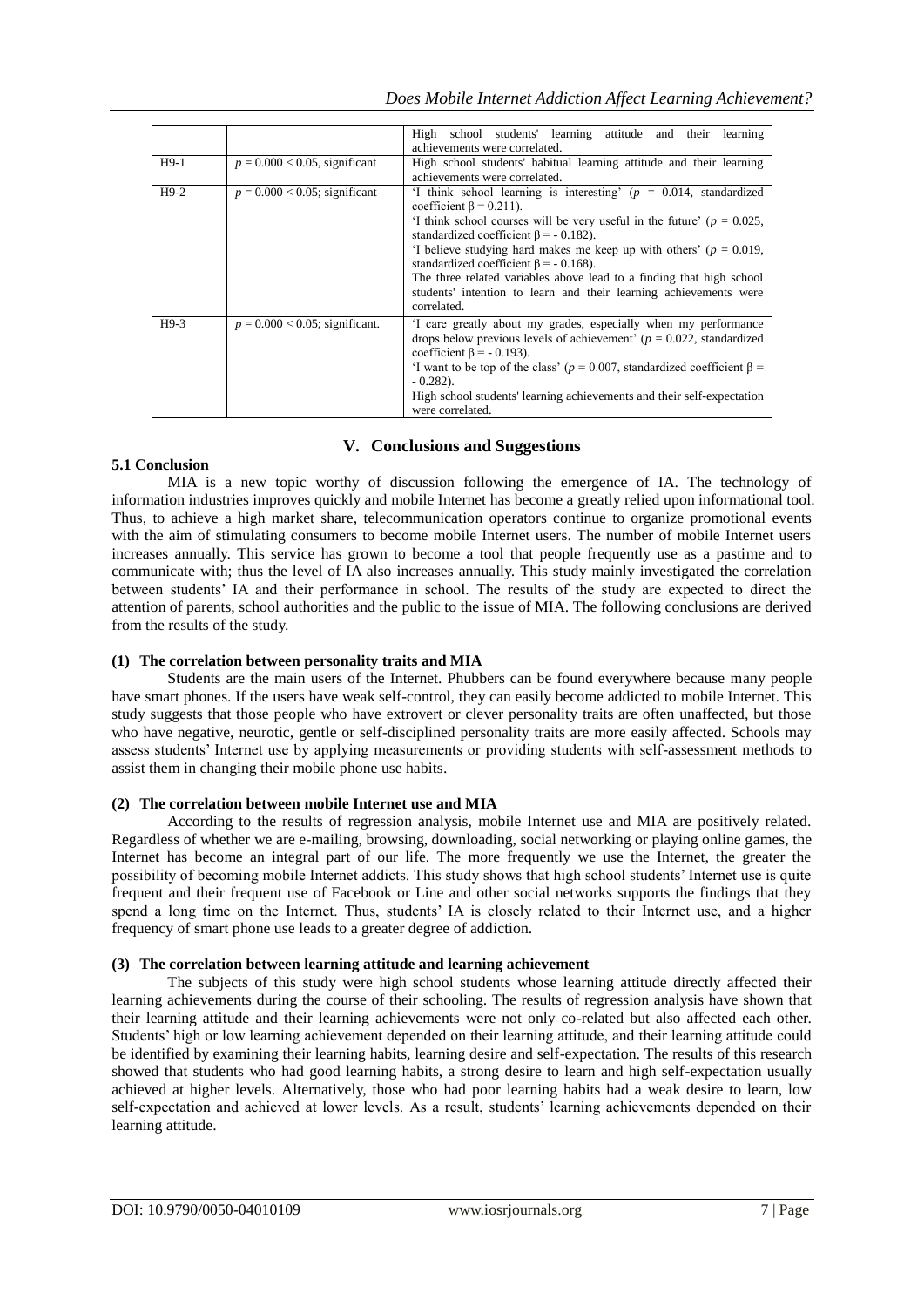| | | High school students' learning attitude and their learning achievements were correlated. |
|---|---|---|
| H9-1 | $p = 0.000 < 0.05$, significant | High school students' habitual learning attitude and their learning achievements were correlated. |
| H9-2 | $p = 0.000 < 0.05$; significant | 'I think school learning is interesting' ($p = 0.014$, standardized coefficient $\beta = 0.211$).<br>'I think school courses will be very useful in the future' ($p = 0.025$, standardized coefficient $\beta = -0.182$).<br>'I believe studying hard makes me keep up with others' ($p = 0.019$, standardized coefficient $\beta = -0.168$).<br>The three related variables above lead to a finding that high school students' intention to learn and their learning achievements were correlated. |
| H9-3 | $p = 0.000 < 0.05$; significant. | 'I care greatly about my grades, especially when my performance drops below previous levels of achievement' ($p = 0.022$, standardized coefficient $\beta = -0.193$).<br>'I want to be top of the class' ($p = 0.007$, standardized coefficient $\beta = -0.282$).<br>High school students' learning achievements and their self-expectation were correlated. |

## V. Conclusions and Suggestions

### 5.1 Conclusion

MIA is a new topic worthy of discussion following the emergence of IA. The technology of information industries improves quickly and mobile Internet has become a greatly relied upon informational tool. Thus, to achieve a high market share, telecommunication operators continue to organize promotional events with the aim of stimulating consumers to become mobile Internet users. The number of mobile Internet users increases annually. This service has grown to become a tool that people frequently use as a pastime and to communicate with; thus the level of IA also increases annually. This study mainly investigated the correlation between students' IA and their performance in school. The results of the study are expected to direct the attention of parents, school authorities and the public to the issue of MIA. The following conclusions are derived from the results of the study.

**(1) The correlation between personality traits and MIA**

Students are the main users of the Internet. Phubbers can be found everywhere because many people have smart phones. If the users have weak self-control, they can easily become addicted to mobile Internet. This study suggests that those people who have extrovert or clever personality traits are often unaffected, but those who have negative, neurotic, gentle or self-disciplined personality traits are more easily affected. Schools may assess students' Internet use by applying measurements or providing students with self-assessment methods to assist them in changing their mobile phone use habits.

**(2) The correlation between mobile Internet use and MIA**

According to the results of regression analysis, mobile Internet use and MIA are positively related. Regardless of whether we are e-mailing, browsing, downloading, social networking or playing online games, the Internet has become an integral part of our life. The more frequently we use the Internet, the greater the possibility of becoming mobile Internet addicts. This study shows that high school students' Internet use is quite frequent and their frequent use of Facebook or Line and other social networks supports the findings that they spend a long time on the Internet. Thus, students' IA is closely related to their Internet use, and a higher frequency of smart phone use leads to a greater degree of addiction.

**(3) The correlation between learning attitude and learning achievement**

The subjects of this study were high school students whose learning attitude directly affected their learning achievements during the course of their schooling. The results of regression analysis have shown that their learning attitude and their learning achievements were not only co-related but also affected each other. Students' high or low learning achievement depended on their learning attitude, and their learning attitude could be identified by examining their learning habits, learning desire and self-expectation. The results of this research showed that students who had good learning habits, a strong desire to learn and high self-expectation usually achieved at higher levels. Alternatively, those who had poor learning habits had a weak desire to learn, low self-expectation and achieved at lower levels. As a result, students' learning achievements depended on their learning attitude.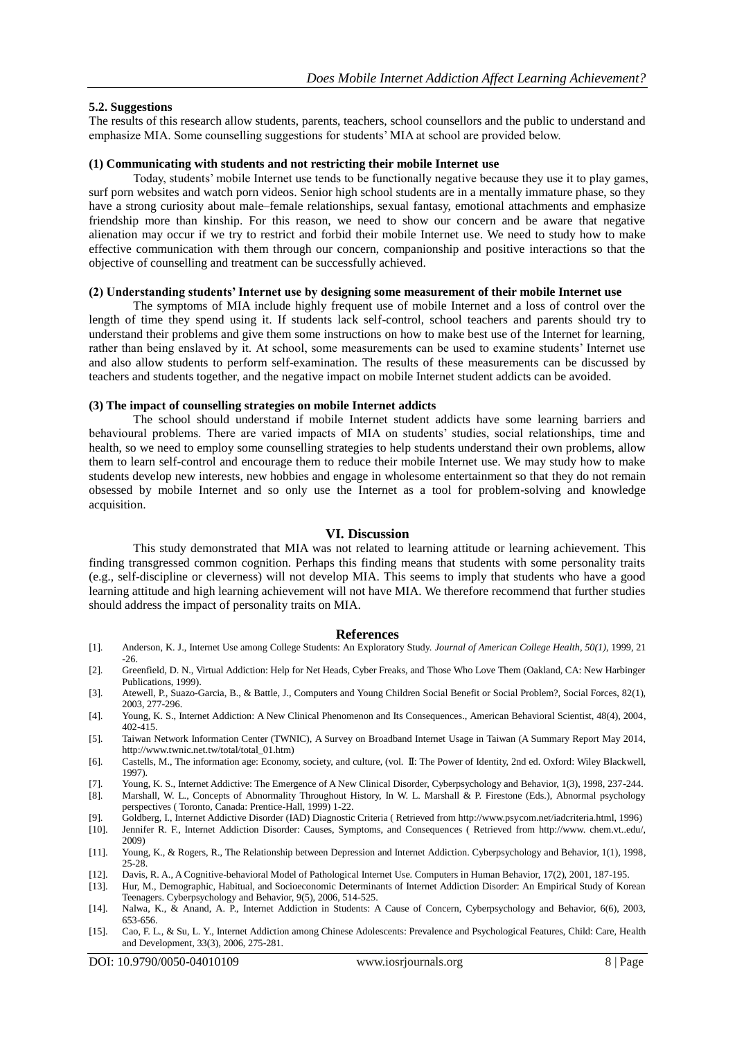### 5.2. Suggestions

The results of this research allow students, parents, teachers, school counsellors and the public to understand and emphasize MIA. Some counselling suggestions for students' MIA at school are provided below.

**(1) Communicating with students and not restricting their mobile Internet use**

Today, students' mobile Internet use tends to be functionally negative because they use it to play games, surf porn websites and watch porn videos. Senior high school students are in a mentally immature phase, so they have a strong curiosity about male–female relationships, sexual fantasy, emotional attachments and emphasize friendship more than kinship. For this reason, we need to show our concern and be aware that negative alienation may occur if we try to restrict and forbid their mobile Internet use. We need to study how to make effective communication with them through our concern, companionship and positive interactions so that the objective of counselling and treatment can be successfully achieved.

**(2) Understanding students' Internet use by designing some measurement of their mobile Internet use**

The symptoms of MIA include highly frequent use of mobile Internet and a loss of control over the length of time they spend using it. If students lack self-control, school teachers and parents should try to understand their problems and give them some instructions on how to make best use of the Internet for learning, rather than being enslaved by it. At school, some measurements can be used to examine students' Internet use and also allow students to perform self-examination. The results of these measurements can be discussed by teachers and students together, and the negative impact on mobile Internet student addicts can be avoided.

**(3) The impact of counselling strategies on mobile Internet addicts**

The school should understand if mobile Internet student addicts have some learning barriers and behavioural problems. There are varied impacts of MIA on students' studies, social relationships, time and health, so we need to employ some counselling strategies to help students understand their own problems, allow them to learn self-control and encourage them to reduce their mobile Internet use. We may study how to make students develop new interests, new hobbies and engage in wholesome entertainment so that they do not remain obsessed by mobile Internet and so only use the Internet as a tool for problem-solving and knowledge acquisition.

## VI. Discussion

This study demonstrated that MIA was not related to learning attitude or learning achievement. This finding transgressed common cognition. Perhaps this finding means that students with some personality traits (e.g., self-discipline or cleverness) will not develop MIA. This seems to imply that students who have a good learning attitude and high learning achievement will not have MIA. We therefore recommend that further studies should address the impact of personality traits on MIA.

## References

[1]. Anderson, K. J., Internet Use among College Students: An Exploratory Study. *Journal of American College Health, 50(1)*, 1999, 21-26.

[2]. Greenfield, D. N., Virtual Addiction: Help for Net Heads, Cyber Freaks, and Those Who Love Them (Oakland, CA: New Harbinger Publications, 1999).

[3]. Atewell, P., Suazo-Garcia, B., & Battle, J., Computers and Young Children Social Benefit or Social Problem?, Social Forces, 82(1), 2003, 277-296.

[4]. Young, K. S., Internet Addiction: A New Clinical Phenomenon and Its Consequences., American Behavioral Scientist, 48(4), 2004, 402-415.

[5]. Taiwan Network Information Center (TWNIC), A Survey on Broadband Internet Usage in Taiwan (A Summary Report May 2014, http://www.twnic.net.tw/total/total_01.htm)

[6]. Castells, M., The information age: Economy, society, and culture, (vol. Ⅱ: The Power of Identity, 2nd ed. Oxford: Wiley Blackwell, 1997).

[7]. Young, K. S., Internet Addictive: The Emergence of A New Clinical Disorder, Cyberpsychology and Behavior, 1(3), 1998, 237-244.

[8]. Marshall, W. L., Concepts of Abnormality Throughout History, In W. L. Marshall & P. Firestone (Eds.), Abnormal psychology perspectives ( Toronto, Canada: Prentice-Hall, 1999) 1-22.

[9]. Goldberg, I., Internet Addictive Disorder (IAD) Diagnostic Criteria ( Retrieved from http://www.psycom.net/iadcriteria.html, 1996)

[10]. Jennifer R. F., Internet Addiction Disorder: Causes, Symptoms, and Consequences ( Retrieved from http://www. chem.vt..edu/, 2009)

[11]. Young, K., & Rogers, R., The Relationship between Depression and Internet Addiction. Cyberpsychology and Behavior, 1(1), 1998, 25-28.

[12]. Davis, R. A., A Cognitive-behavioral Model of Pathological Internet Use. Computers in Human Behavior, 17(2), 2001, 187-195.

[13]. Hur, M., Demographic, Habitual, and Socioeconomic Determinants of Internet Addiction Disorder: An Empirical Study of Korean Teenagers. Cyberpsychology and Behavior, 9(5), 2006, 514-525.

[14]. Nalwa, K., & Anand, A. P., Internet Addiction in Students: A Cause of Concern, Cyberpsychology and Behavior, 6(6), 2003, 653-656.

[15]. Cao, F. L., & Su, L. Y., Internet Addiction among Chinese Adolescents: Prevalence and Psychological Features, Child: Care, Health and Development, 33(3), 2006, 275-281.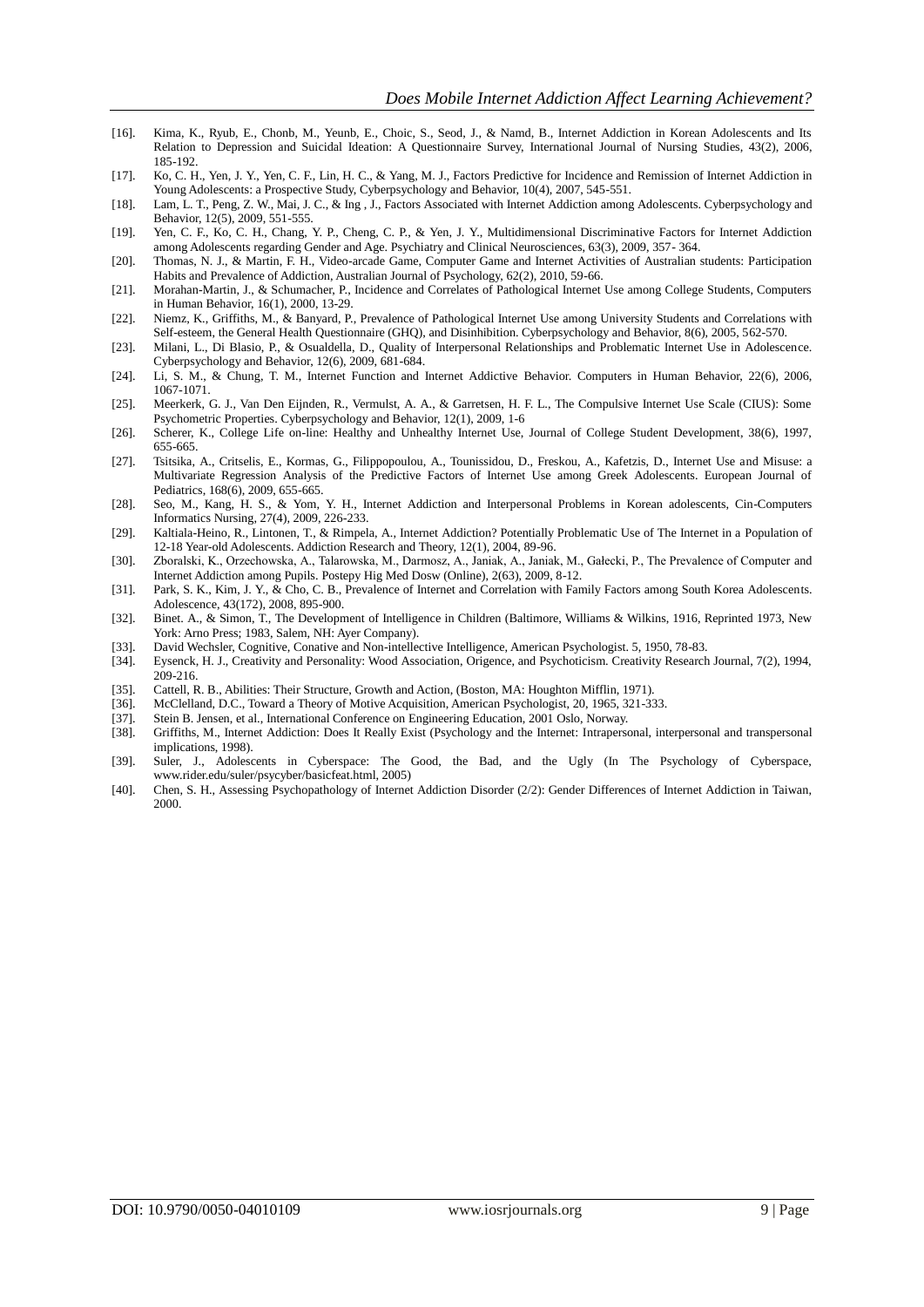[16]. Kima, K., Ryub, E., Chonb, M., Yeunb, E., Choic, S., Seod, J., & Namd, B., Internet Addiction in Korean Adolescents and Its Relation to Depression and Suicidal Ideation: A Questionnaire Survey, International Journal of Nursing Studies, 43(2), 2006, 185-192.

[17]. Ko, C. H., Yen, J. Y., Yen, C. F., Lin, H. C., & Yang, M. J., Factors Predictive for Incidence and Remission of Internet Addiction in Young Adolescents: a Prospective Study, Cyberpsychology and Behavior, 10(4), 2007, 545-551.

[18]. Lam, L. T., Peng, Z. W., Mai, J. C., & Ing , J., Factors Associated with Internet Addiction among Adolescents. Cyberpsychology and Behavior, 12(5), 2009, 551-555.

[19]. Yen, C. F., Ko, C. H., Chang, Y. P., Cheng, C. P., & Yen, J. Y., Multidimensional Discriminative Factors for Internet Addiction among Adolescents regarding Gender and Age. Psychiatry and Clinical Neurosciences, 63(3), 2009, 357- 364.

[20]. Thomas, N. J., & Martin, F. H., Video-arcade Game, Computer Game and Internet Activities of Australian students: Participation Habits and Prevalence of Addiction, Australian Journal of Psychology, 62(2), 2010, 59-66.

[21]. Morahan-Martin, J., & Schumacher, P., Incidence and Correlates of Pathological Internet Use among College Students, Computers in Human Behavior, 16(1), 2000, 13-29.

[22]. Niemz, K., Griffiths, M., & Banyard, P., Prevalence of Pathological Internet Use among University Students and Correlations with Self-esteem, the General Health Questionnaire (GHQ), and Disinhibition. Cyberpsychology and Behavior, 8(6), 2005, 562-570.

[23]. Milani, L., Di Blasio, P., & Osualdella, D., Quality of Interpersonal Relationships and Problematic Internet Use in Adolescence. Cyberpsychology and Behavior, 12(6), 2009, 681-684.

[24]. Li, S. M., & Chung, T. M., Internet Function and Internet Addictive Behavior. Computers in Human Behavior, 22(6), 2006, 1067-1071.

[25]. Meerkerk, G. J., Van Den Eijnden, R., Vermulst, A. A., & Garretsen, H. F. L., The Compulsive Internet Use Scale (CIUS): Some Psychometric Properties. Cyberpsychology and Behavior, 12(1), 2009, 1-6

[26]. Scherer, K., College Life on-line: Healthy and Unhealthy Internet Use, Journal of College Student Development, 38(6), 1997, 655-665.

[27]. Tsitsika, A., Critselis, E., Kormas, G., Filippopoulou, A., Tounissidou, D., Freskou, A., Kafetzis, D., Internet Use and Misuse: a Multivariate Regression Analysis of the Predictive Factors of Internet Use among Greek Adolescents. European Journal of Pediatrics, 168(6), 2009, 655-665.

[28]. Seo, M., Kang, H. S., & Yom, Y. H., Internet Addiction and Interpersonal Problems in Korean adolescents, Cin-Computers Informatics Nursing, 27(4), 2009, 226-233.

[29]. Kaltiala-Heino, R., Lintonen, T., & Rimpela, A., Internet Addiction? Potentially Problematic Use of The Internet in a Population of 12-18 Year-old Adolescents. Addiction Research and Theory, 12(1), 2004, 89-96.

[30]. Zboralski, K., Orzechowska, A., Talarowska, M., Darmosz, A., Janiak, A., Janiak, M., Gałecki, P., The Prevalence of Computer and Internet Addiction among Pupils. Postepy Hig Med Dosw (Online), 2(63), 2009, 8-12.

[31]. Park, S. K., Kim, J. Y., & Cho, C. B., Prevalence of Internet and Correlation with Family Factors among South Korea Adolescents. Adolescence, 43(172), 2008, 895-900.

[32]. Binet. A., & Simon, T., The Development of Intelligence in Children (Baltimore, Williams & Wilkins, 1916, Reprinted 1973, New York: Arno Press; 1983, Salem, NH: Ayer Company).

[33]. David Wechsler, Cognitive, Conative and Non-intellective Intelligence, American Psychologist. 5, 1950, 78-83.

[34]. Eysenck, H. J., Creativity and Personality: Wood Association, Origence, and Psychoticism. Creativity Research Journal, 7(2), 1994, 209-216.

[35]. Cattell, R. B., Abilities: Their Structure, Growth and Action, (Boston, MA: Houghton Mifflin, 1971).

[36]. McClelland, D.C., Toward a Theory of Motive Acquisition, American Psychologist, 20, 1965, 321-333.

[37]. Stein B. Jensen, et al., International Conference on Engineering Education, 2001 Oslo, Norway.

[38]. Griffiths, M., Internet Addiction: Does It Really Exist (Psychology and the Internet: Intrapersonal, interpersonal and transpersonal implications, 1998).

[39]. Suler, J., Adolescents in Cyberspace: The Good, the Bad, and the Ugly (In The Psychology of Cyberspace, www.rider.edu/suler/psycyber/basicfeat.html, 2005)

[40]. Chen, S. H., Assessing Psychopathology of Internet Addiction Disorder (2/2): Gender Differences of Internet Addiction in Taiwan, 2000.